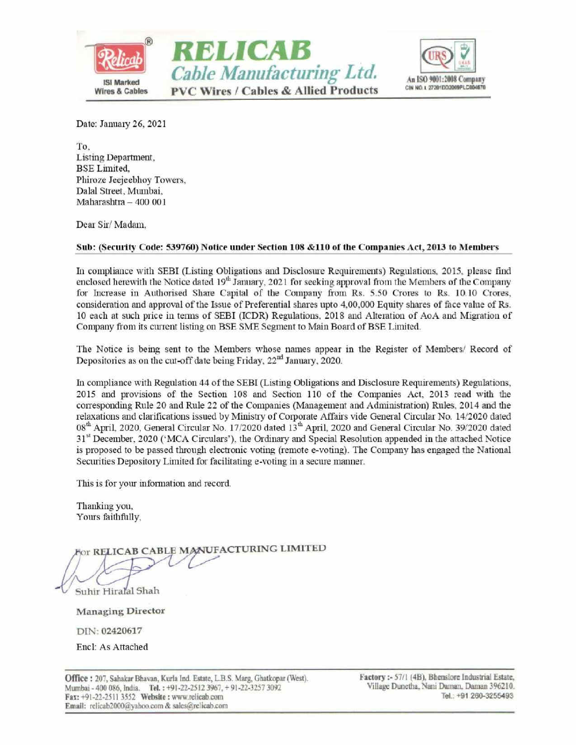# RELICAB

## Cable Manufacturing Ltd.

**PVC Wires / Cables & Allied Products**

ISI Marked Wires & Cables

An ISO 9001:2008 Company
CIN NO. L 27201DD2009PLC004670

Date: January 26, 2021

To,
Listing Department,
BSE Limited,
Phiroze Jeejeebhoy Towers,
Dalal Street, Mumbai,
Maharashtra – 400 001

Dear Sir/ Madam,

**Sub: (Security Code: 539760) Notice under Section 108 &110 of the Companies Act, 2013 to Members**

In compliance with SEBI (Listing Obligations and Disclosure Requirements) Regulations, 2015, please find enclosed herewith the Notice dated 19th January, 2021 for seeking approval from the Members of the Company for Increase in Authorised Share Capital of the Company from Rs. 5.50 Crores to Rs. 10.10 Crores, consideration and approval of the Issue of Preferential shares upto 4,00,000 Equity shares of face value of Rs. 10 each at such price in terms of SEBI (ICDR) Regulations, 2018 and Alteration of AoA and Migration of Company from its current listing on BSE SME Segment to Main Board of BSE Limited.

The Notice is being sent to the Members whose names appear in the Register of Members/ Record of Depositories as on the cut-off date being Friday, 22nd January, 2020.

In compliance with Regulation 44 of the SEBI (Listing Obligations and Disclosure Requirements) Regulations, 2015 and provisions of the Section 108 and Section 110 of the Companies Act, 2013 read with the corresponding Rule 20 and Rule 22 of the Companies (Management and Administration) Rules, 2014 and the relaxations and clarifications issued by Ministry of Corporate Affairs vide General Circular No. 14/2020 dated 08th April, 2020, General Circular No. 17/2020 dated 13th April, 2020 and General Circular No. 39/2020 dated 31st December, 2020 ('MCA Circulars'), the Ordinary and Special Resolution appended in the attached Notice is proposed to be passed through electronic voting (remote e-voting). The Company has engaged the National Securities Depository Limited for facilitating e-voting in a secure manner.

This is for your information and record.

Thanking you,
Yours faithfully,

For **RELICAB CABLE MANUFACTURING LIMITED**

Suhir Hiralal Shah

**Managing Director**

DIN: **02420617**

Encl: As Attached

**Office :** 207, Sahakar Bhavan, Kurla Ind. Estate, L.B.S. Marg, Ghatkopar (West), Mumbai - 400 086, India. **Tel. :** +91-22-2512 3967, + 91-22-3257 3092
**Fax:** +91-22-2511 3552 **Website :** www.relicab.com
**Email:** relicab2000@yahoo.com & sales@relicab.com

**Factory :-** 57/1 (4B), Bhenslore Industrial Estate, Village Dunetha, Nani Daman, Daman 396210.
Tel.: +91 260-3255493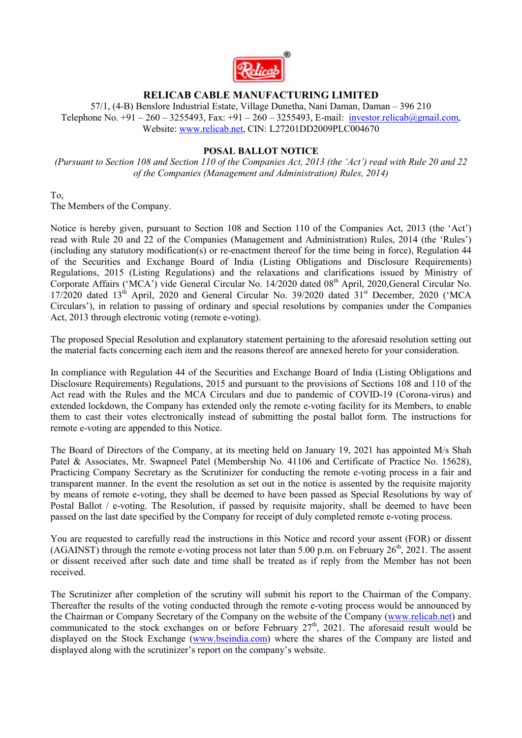# RELICAB CABLE MANUFACTURING LIMITED

57/1, (4-B) Benslore Industrial Estate, Village Dunetha, Nani Daman, Daman – 396 210
Telephone No. +91 – 260 – 3255493, Fax: +91 – 260 – 3255493, E-mail: investor.relicab@gmail.com,
Website: www.relicab.net, CIN: L27201DD2009PLC004670

## POSAL BALLOT NOTICE

*(Pursuant to Section 108 and Section 110 of the Companies Act, 2013 (the 'Act') read with Rule 20 and 22 of the Companies (Management and Administration) Rules, 2014)*

To,
The Members of the Company.

Notice is hereby given, pursuant to Section 108 and Section 110 of the Companies Act, 2013 (the 'Act') read with Rule 20 and 22 of the Companies (Management and Administration) Rules, 2014 (the 'Rules') (including any statutory modification(s) or re-enactment thereof for the time being in force), Regulation 44 of the Securities and Exchange Board of India (Listing Obligations and Disclosure Requirements) Regulations, 2015 (Listing Regulations) and the relaxations and clarifications issued by Ministry of Corporate Affairs ('MCA') vide General Circular No. 14/2020 dated 08th April, 2020,General Circular No. 17/2020 dated 13th April, 2020 and General Circular No. 39/2020 dated 31st December, 2020 ('MCA Circulars'), in relation to passing of ordinary and special resolutions by companies under the Companies Act, 2013 through electronic voting (remote e-voting).

The proposed Special Resolution and explanatory statement pertaining to the aforesaid resolution setting out the material facts concerning each item and the reasons thereof are annexed hereto for your consideration.

In compliance with Regulation 44 of the Securities and Exchange Board of India (Listing Obligations and Disclosure Requirements) Regulations, 2015 and pursuant to the provisions of Sections 108 and 110 of the Act read with the Rules and the MCA Circulars and due to pandemic of COVID-19 (Corona-virus) and extended lockdown, the Company has extended only the remote e-voting facility for its Members, to enable them to cast their votes electronically instead of submitting the postal ballot form. The instructions for remote e-voting are appended to this Notice.

The Board of Directors of the Company, at its meeting held on January 19, 2021 has appointed M/s Shah Patel & Associates, Mr. Swapneel Patel (Membership No. 41106 and Certificate of Practice No. 15628), Practicing Company Secretary as the Scrutinizer for conducting the remote e-voting process in a fair and transparent manner. In the event the resolution as set out in the notice is assented by the requisite majority by means of remote e-voting, they shall be deemed to have been passed as Special Resolutions by way of Postal Ballot / e-voting. The Resolution, if passed by requisite majority, shall be deemed to have been passed on the last date specified by the Company for receipt of duly completed remote e-voting process.

You are requested to carefully read the instructions in this Notice and record your assent (FOR) or dissent (AGAINST) through the remote e-voting process not later than 5.00 p.m. on February 26th, 2021. The assent or dissent received after such date and time shall be treated as if reply from the Member has not been received.

The Scrutinizer after completion of the scrutiny will submit his report to the Chairman of the Company. Thereafter the results of the voting conducted through the remote e-voting process would be announced by the Chairman or Company Secretary of the Company on the website of the Company (www.relicab.net) and communicated to the stock exchanges on or before February 27th, 2021. The aforesaid result would be displayed on the Stock Exchange (www.bseindia.com) where the shares of the Company are listed and displayed along with the scrutinizer's report on the company's website.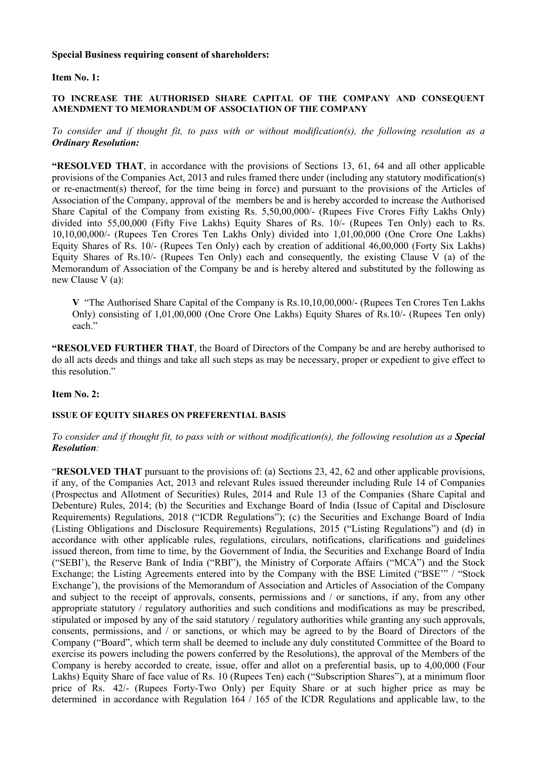**Special Business requiring consent of shareholders:**

**Item No. 1:**

**TO INCREASE THE AUTHORISED SHARE CAPITAL OF THE COMPANY AND CONSEQUENT AMENDMENT TO MEMORANDUM OF ASSOCIATION OF THE COMPANY**

*To consider and if thought fit, to pass with or without modification(s), the following resolution as a **Ordinary Resolution:***

**"RESOLVED THAT**, in accordance with the provisions of Sections 13, 61, 64 and all other applicable provisions of the Companies Act, 2013 and rules framed there under (including any statutory modification(s) or re-enactment(s) thereof, for the time being in force) and pursuant to the provisions of the Articles of Association of the Company, approval of the members be and is hereby accorded to increase the Authorised Share Capital of the Company from existing Rs. 5,50,00,000/- (Rupees Five Crores Fifty Lakhs Only) divided into 55,00,000 (Fifty Five Lakhs) Equity Shares of Rs. 10/- (Rupees Ten Only) each to Rs. 10,10,00,000/- (Rupees Ten Crores Ten Lakhs Only) divided into 1,01,00,000 (One Crore One Lakhs) Equity Shares of Rs. 10/- (Rupees Ten Only) each by creation of additional 46,00,000 (Forty Six Lakhs) Equity Shares of Rs.10/- (Rupees Ten Only) each and consequently, the existing Clause V (a) of the Memorandum of Association of the Company be and is hereby altered and substituted by the following as new Clause V (a):

> **V** "The Authorised Share Capital of the Company is Rs.10,10,00,000/- (Rupees Ten Crores Ten Lakhs Only) consisting of 1,01,00,000 (One Crore One Lakhs) Equity Shares of Rs.10/- (Rupees Ten only) each."

**"RESOLVED FURTHER THAT**, the Board of Directors of the Company be and are hereby authorised to do all acts deeds and things and take all such steps as may be necessary, proper or expedient to give effect to this resolution."

**Item No. 2:**

**ISSUE OF EQUITY SHARES ON PREFERENTIAL BASIS**

*To consider and if thought fit, to pass with or without modification(s), the following resolution as a **Special Resolution**:*

"**RESOLVED THAT** pursuant to the provisions of: (a) Sections 23, 42, 62 and other applicable provisions, if any, of the Companies Act, 2013 and relevant Rules issued thereunder including Rule 14 of Companies (Prospectus and Allotment of Securities) Rules, 2014 and Rule 13 of the Companies (Share Capital and Debenture) Rules, 2014; (b) the Securities and Exchange Board of India (Issue of Capital and Disclosure Requirements) Regulations, 2018 ("ICDR Regulations"); (c) the Securities and Exchange Board of India (Listing Obligations and Disclosure Requirements) Regulations, 2015 ("Listing Regulations") and (d) in accordance with other applicable rules, regulations, circulars, notifications, clarifications and guidelines issued thereon, from time to time, by the Government of India, the Securities and Exchange Board of India ("SEBI'), the Reserve Bank of India ("RBI"), the Ministry of Corporate Affairs ("MCA") and the Stock Exchange; the Listing Agreements entered into by the Company with the BSE Limited ("BSE'" / "Stock Exchange'), the provisions of the Memorandum of Association and Articles of Association of the Company and subject to the receipt of approvals, consents, permissions and / or sanctions, if any, from any other appropriate statutory / regulatory authorities and such conditions and modifications as may be prescribed, stipulated or imposed by any of the said statutory / regulatory authorities while granting any such approvals, consents, permissions, and / or sanctions, or which may be agreed to by the Board of Directors of the Company ("Board", which term shall be deemed to include any duly constituted Committee of the Board to exercise its powers including the powers conferred by the Resolutions), the approval of the Members of the Company is hereby accorded to create, issue, offer and allot on a preferential basis, up to 4,00,000 (Four Lakhs) Equity Share of face value of Rs. 10 (Rupees Ten) each ("Subscription Shares"), at a minimum floor price of Rs. 42/- (Rupees Forty-Two Only) per Equity Share or at such higher price as may be determined in accordance with Regulation 164 / 165 of the ICDR Regulations and applicable law, to the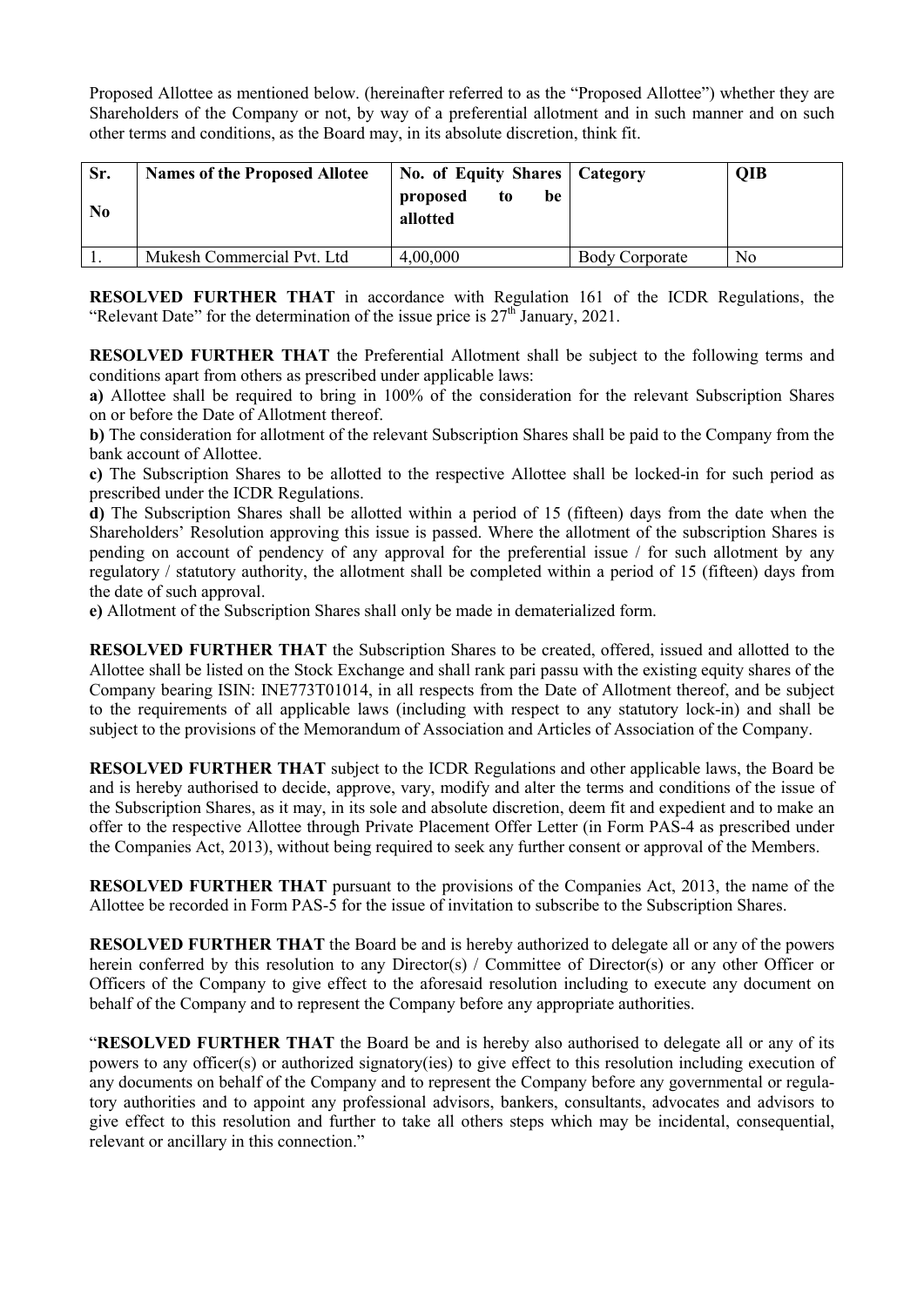Proposed Allottee as mentioned below. (hereinafter referred to as the "Proposed Allottee") whether they are Shareholders of the Company or not, by way of a preferential allotment and in such manner and on such other terms and conditions, as the Board may, in its absolute discretion, think fit.

| Sr. No | Names of the Proposed Allotee | No. of Equity Shares proposed to be allotted | Category | QIB |
|---|---|---|---|---|
| 1. | Mukesh Commercial Pvt. Ltd | 4,00,000 | Body Corporate | No |

**RESOLVED FURTHER THAT** in accordance with Regulation 161 of the ICDR Regulations, the "Relevant Date" for the determination of the issue price is 27th January, 2021.

**RESOLVED FURTHER THAT** the Preferential Allotment shall be subject to the following terms and conditions apart from others as prescribed under applicable laws:

**a)** Allottee shall be required to bring in 100% of the consideration for the relevant Subscription Shares on or before the Date of Allotment thereof.

**b)** The consideration for allotment of the relevant Subscription Shares shall be paid to the Company from the bank account of Allottee.

**c)** The Subscription Shares to be allotted to the respective Allottee shall be locked-in for such period as prescribed under the ICDR Regulations.

**d)** The Subscription Shares shall be allotted within a period of 15 (fifteen) days from the date when the Shareholders' Resolution approving this issue is passed. Where the allotment of the subscription Shares is pending on account of pendency of any approval for the preferential issue / for such allotment by any regulatory / statutory authority, the allotment shall be completed within a period of 15 (fifteen) days from the date of such approval.

**e)** Allotment of the Subscription Shares shall only be made in dematerialized form.

**RESOLVED FURTHER THAT** the Subscription Shares to be created, offered, issued and allotted to the Allottee shall be listed on the Stock Exchange and shall rank pari passu with the existing equity shares of the Company bearing ISIN: INE773T01014, in all respects from the Date of Allotment thereof, and be subject to the requirements of all applicable laws (including with respect to any statutory lock-in) and shall be subject to the provisions of the Memorandum of Association and Articles of Association of the Company.

**RESOLVED FURTHER THAT** subject to the ICDR Regulations and other applicable laws, the Board be and is hereby authorised to decide, approve, vary, modify and alter the terms and conditions of the issue of the Subscription Shares, as it may, in its sole and absolute discretion, deem fit and expedient and to make an offer to the respective Allottee through Private Placement Offer Letter (in Form PAS-4 as prescribed under the Companies Act, 2013), without being required to seek any further consent or approval of the Members.

**RESOLVED FURTHER THAT** pursuant to the provisions of the Companies Act, 2013, the name of the Allottee be recorded in Form PAS-5 for the issue of invitation to subscribe to the Subscription Shares.

**RESOLVED FURTHER THAT** the Board be and is hereby authorized to delegate all or any of the powers herein conferred by this resolution to any Director(s) / Committee of Director(s) or any other Officer or Officers of the Company to give effect to the aforesaid resolution including to execute any document on behalf of the Company and to represent the Company before any appropriate authorities.

"**RESOLVED FURTHER THAT** the Board be and is hereby also authorised to delegate all or any of its powers to any officer(s) or authorized signatory(ies) to give effect to this resolution including execution of any documents on behalf of the Company and to represent the Company before any governmental or regulatory authorities and to appoint any professional advisors, bankers, consultants, advocates and advisors to give effect to this resolution and further to take all others steps which may be incidental, consequential, relevant or ancillary in this connection."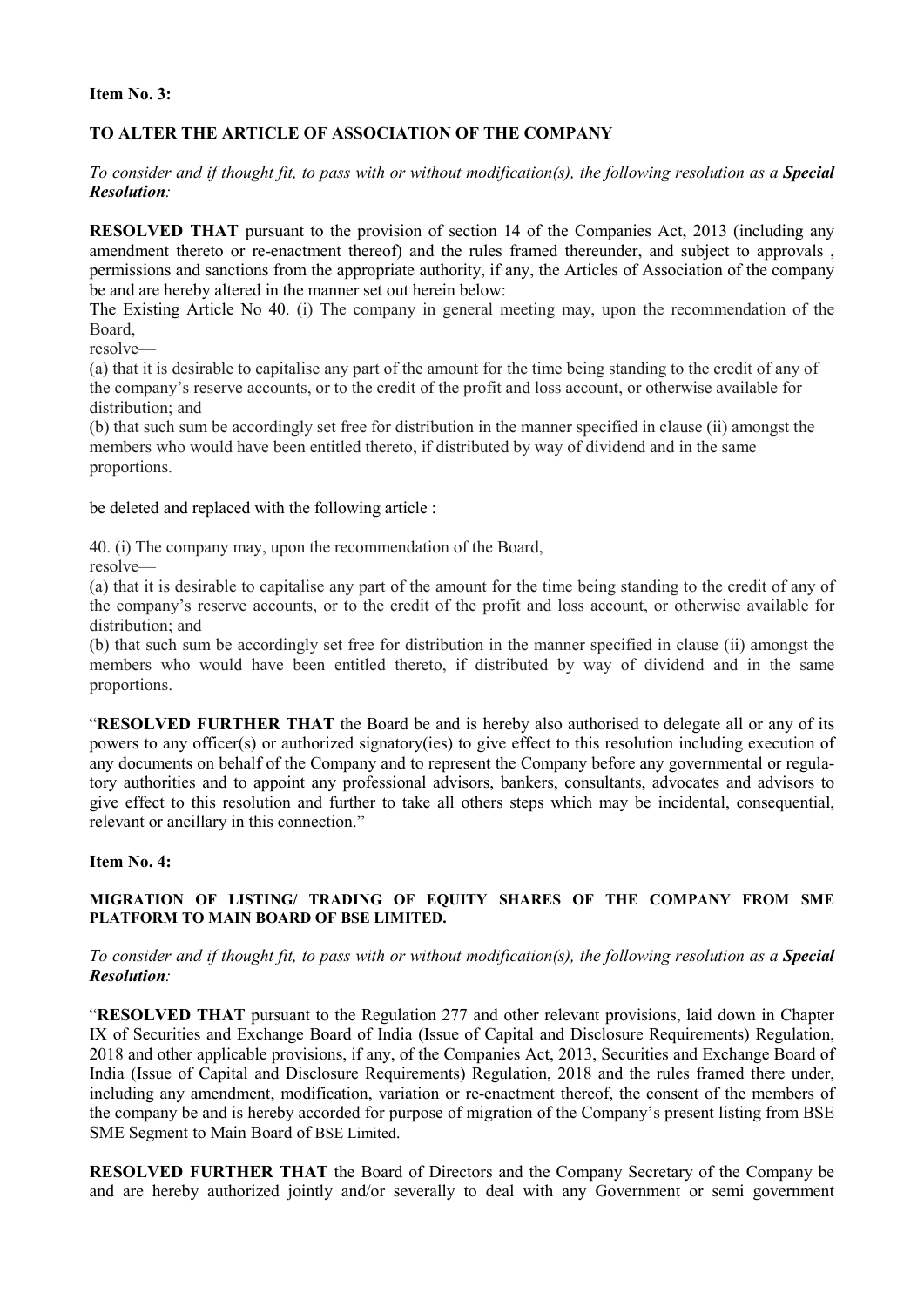**Item No. 3:**

**TO ALTER THE ARTICLE OF ASSOCIATION OF THE COMPANY**

*To consider and if thought fit, to pass with or without modification(s), the following resolution as a* ***Special Resolution****:*

**RESOLVED THAT** pursuant to the provision of section 14 of the Companies Act, 2013 (including any amendment thereto or re-enactment thereof) and the rules framed thereunder, and subject to approvals , permissions and sanctions from the appropriate authority, if any, the Articles of Association of the company be and are hereby altered in the manner set out herein below:

The Existing Article No 40. (i) The company in general meeting may, upon the recommendation of the Board,

resolve—

(a) that it is desirable to capitalise any part of the amount for the time being standing to the credit of any of the company's reserve accounts, or to the credit of the profit and loss account, or otherwise available for distribution; and

(b) that such sum be accordingly set free for distribution in the manner specified in clause (ii) amongst the members who would have been entitled thereto, if distributed by way of dividend and in the same proportions.

be deleted and replaced with the following article :

40. (i) The company may, upon the recommendation of the Board,

resolve—

(a) that it is desirable to capitalise any part of the amount for the time being standing to the credit of any of the company's reserve accounts, or to the credit of the profit and loss account, or otherwise available for distribution; and

(b) that such sum be accordingly set free for distribution in the manner specified in clause (ii) amongst the members who would have been entitled thereto, if distributed by way of dividend and in the same proportions.

"**RESOLVED FURTHER THAT** the Board be and is hereby also authorised to delegate all or any of its powers to any officer(s) or authorized signatory(ies) to give effect to this resolution including execution of any documents on behalf of the Company and to represent the Company before any governmental or regulatory authorities and to appoint any professional advisors, bankers, consultants, advocates and advisors to give effect to this resolution and further to take all others steps which may be incidental, consequential, relevant or ancillary in this connection."

**Item No. 4:**

**MIGRATION OF LISTING/ TRADING OF EQUITY SHARES OF THE COMPANY FROM SME PLATFORM TO MAIN BOARD OF BSE LIMITED.**

*To consider and if thought fit, to pass with or without modification(s), the following resolution as a* ***Special Resolution****:*

"**RESOLVED THAT** pursuant to the Regulation 277 and other relevant provisions, laid down in Chapter IX of Securities and Exchange Board of India (Issue of Capital and Disclosure Requirements) Regulation, 2018 and other applicable provisions, if any, of the Companies Act, 2013, Securities and Exchange Board of India (Issue of Capital and Disclosure Requirements) Regulation, 2018 and the rules framed there under, including any amendment, modification, variation or re-enactment thereof, the consent of the members of the company be and is hereby accorded for purpose of migration of the Company's present listing from BSE SME Segment to Main Board of BSE Limited.

**RESOLVED FURTHER THAT** the Board of Directors and the Company Secretary of the Company be and are hereby authorized jointly and/or severally to deal with any Government or semi government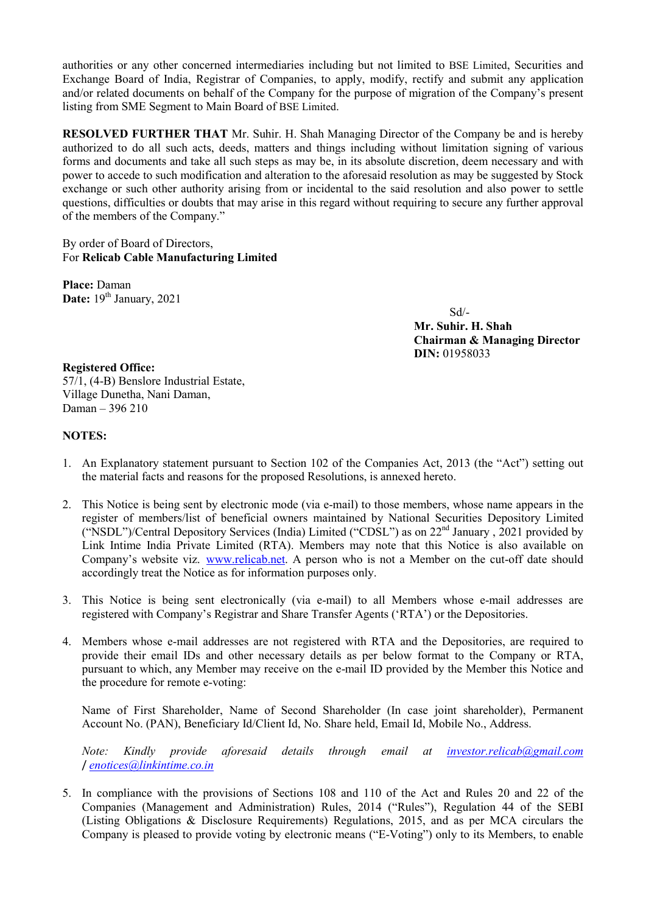authorities or any other concerned intermediaries including but not limited to BSE Limited, Securities and Exchange Board of India, Registrar of Companies, to apply, modify, rectify and submit any application and/or related documents on behalf of the Company for the purpose of migration of the Company's present listing from SME Segment to Main Board of BSE Limited.

**RESOLVED FURTHER THAT** Mr. Suhir. H. Shah Managing Director of the Company be and is hereby authorized to do all such acts, deeds, matters and things including without limitation signing of various forms and documents and take all such steps as may be, in its absolute discretion, deem necessary and with power to accede to such modification and alteration to the aforesaid resolution as may be suggested by Stock exchange or such other authority arising from or incidental to the said resolution and also power to settle questions, difficulties or doubts that may arise in this regard without requiring to secure any further approval of the members of the Company."

By order of Board of Directors,
For **Relicab Cable Manufacturing Limited**

**Place:** Daman
**Date:** 19th January, 2021

Sd/-
**Mr. Suhir. H. Shah**
**Chairman & Managing Director**
**DIN:** 01958033

**Registered Office:**
57/1, (4-B) Benslore Industrial Estate,
Village Dunetha, Nani Daman,
Daman – 396 210

**NOTES:**

1. An Explanatory statement pursuant to Section 102 of the Companies Act, 2013 (the "Act") setting out the material facts and reasons for the proposed Resolutions, is annexed hereto.

2. This Notice is being sent by electronic mode (via e-mail) to those members, whose name appears in the register of members/list of beneficial owners maintained by National Securities Depository Limited ("NSDL")/Central Depository Services (India) Limited ("CDSL") as on 22nd January , 2021 provided by Link Intime India Private Limited (RTA). Members may note that this Notice is also available on Company's website viz. www.relicab.net. A person who is not a Member on the cut-off date should accordingly treat the Notice as for information purposes only.

3. This Notice is being sent electronically (via e-mail) to all Members whose e-mail addresses are registered with Company's Registrar and Share Transfer Agents ('RTA') or the Depositories.

4. Members whose e-mail addresses are not registered with RTA and the Depositories, are required to provide their email IDs and other necessary details as per below format to the Company or RTA, pursuant to which, any Member may receive on the e-mail ID provided by the Member this Notice and the procedure for remote e-voting:

   Name of First Shareholder, Name of Second Shareholder (In case joint shareholder), Permanent Account No. (PAN), Beneficiary Id/Client Id, No. Share held, Email Id, Mobile No., Address.

   *Note: Kindly provide aforesaid details through email at investor.relicab@gmail.com / enotices@linkintime.co.in*

5. In compliance with the provisions of Sections 108 and 110 of the Act and Rules 20 and 22 of the Companies (Management and Administration) Rules, 2014 ("Rules"), Regulation 44 of the SEBI (Listing Obligations & Disclosure Requirements) Regulations, 2015, and as per MCA circulars the Company is pleased to provide voting by electronic means ("E-Voting") only to its Members, to enable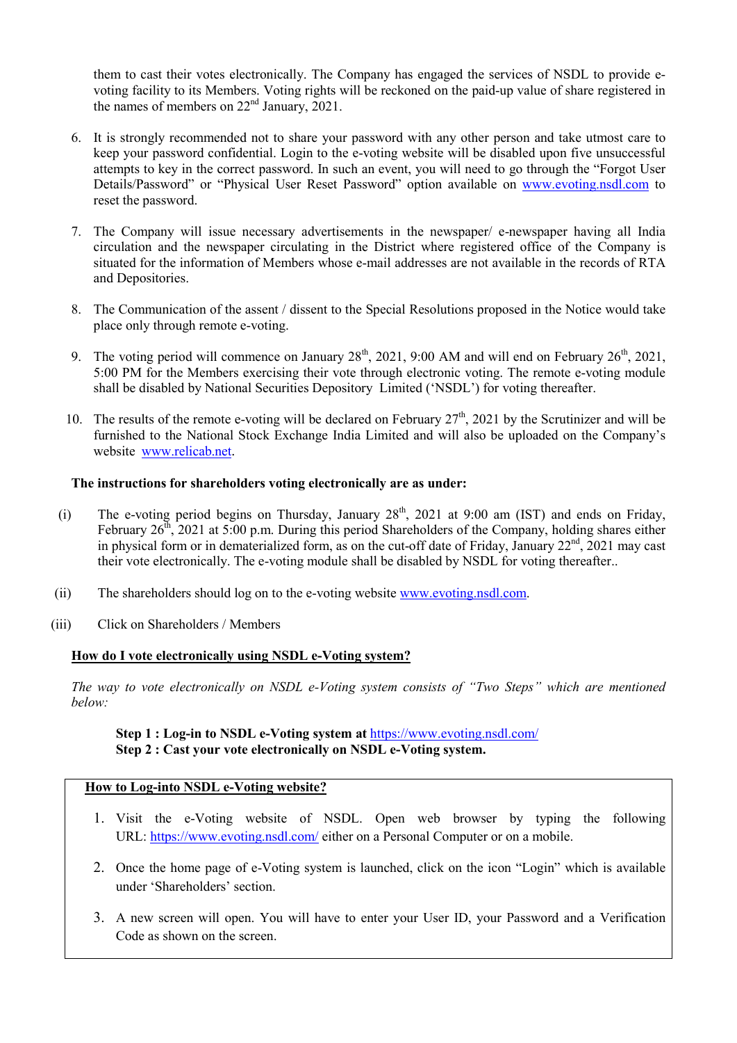them to cast their votes electronically. The Company has engaged the services of NSDL to provide e-voting facility to its Members. Voting rights will be reckoned on the paid-up value of share registered in the names of members on 22nd January, 2021.

6. It is strongly recommended not to share your password with any other person and take utmost care to keep your password confidential. Login to the e-voting website will be disabled upon five unsuccessful attempts to key in the correct password. In such an event, you will need to go through the "Forgot User Details/Password" or "Physical User Reset Password" option available on www.evoting.nsdl.com to reset the password.

7. The Company will issue necessary advertisements in the newspaper/ e-newspaper having all India circulation and the newspaper circulating in the District where registered office of the Company is situated for the information of Members whose e-mail addresses are not available in the records of RTA and Depositories.

8. The Communication of the assent / dissent to the Special Resolutions proposed in the Notice would take place only through remote e-voting.

9. The voting period will commence on January 28th, 2021, 9:00 AM and will end on February 26th, 2021, 5:00 PM for the Members exercising their vote through electronic voting. The remote e-voting module shall be disabled by National Securities Depository Limited ('NSDL') for voting thereafter.

10. The results of the remote e-voting will be declared on February 27th, 2021 by the Scrutinizer and will be furnished to the National Stock Exchange India Limited and will also be uploaded on the Company's website www.relicab.net.

**The instructions for shareholders voting electronically are as under:**

(i) The e-voting period begins on Thursday, January 28th, 2021 at 9:00 am (IST) and ends on Friday, February 26th, 2021 at 5:00 p.m. During this period Shareholders of the Company, holding shares either in physical form or in dematerialized form, as on the cut-off date of Friday, January 22nd, 2021 may cast their vote electronically. The e-voting module shall be disabled by NSDL for voting thereafter..

(ii) The shareholders should log on to the e-voting website www.evoting.nsdl.com.

(iii) Click on Shareholders / Members

**How do I vote electronically using NSDL e-Voting system?**

*The way to vote electronically on NSDL e-Voting system consists of "Two Steps" which are mentioned below:*

**Step 1 : Log-in to NSDL e-Voting system at** https://www.evoting.nsdl.com/
**Step 2 : Cast your vote electronically on NSDL e-Voting system.**

**How to Log-into NSDL e-Voting website?**

1. Visit the e-Voting website of NSDL. Open web browser by typing the following URL: https://www.evoting.nsdl.com/ either on a Personal Computer or on a mobile.

2. Once the home page of e-Voting system is launched, click on the icon "Login" which is available under 'Shareholders' section.

3. A new screen will open. You will have to enter your User ID, your Password and a Verification Code as shown on the screen.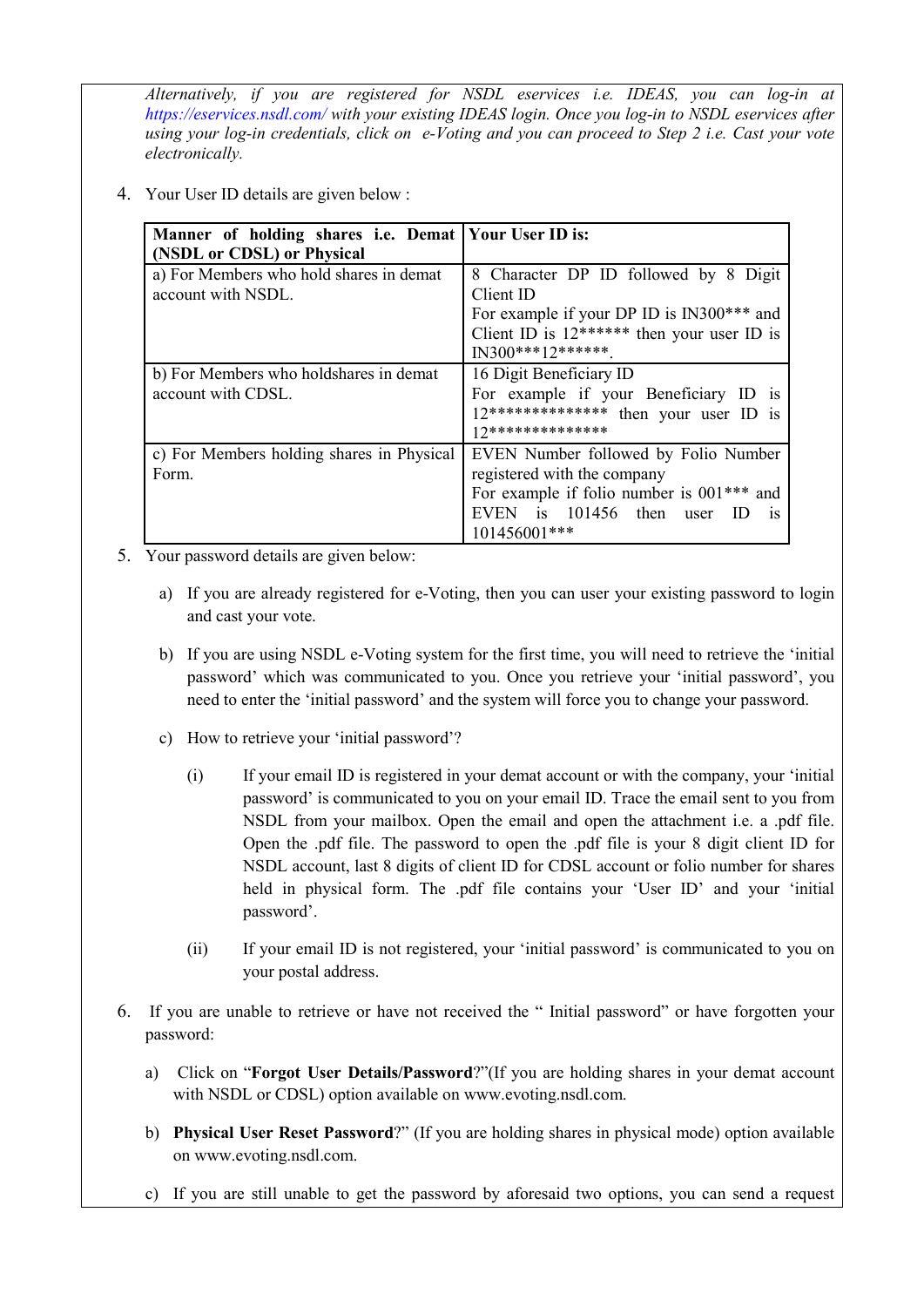*Alternatively, if you are registered for NSDL eservices i.e. IDEAS, you can log-in at https://eservices.nsdl.com/ with your existing IDEAS login. Once you log-in to NSDL eservices after using your log-in credentials, click on e-Voting and you can proceed to Step 2 i.e. Cast your vote electronically.*

4. Your User ID details are given below :

| **Manner of holding shares i.e. Demat (NSDL or CDSL) or Physical** | **Your User ID is:** |
|---|---|
| a) For Members who hold shares in demat account with NSDL. | 8 Character DP ID followed by 8 Digit Client ID<br>For example if your DP ID is IN300*** and Client ID is 12****** then your user ID is IN300***12******. |
| b) For Members who holdshares in demat account with CDSL. | 16 Digit Beneficiary ID<br>For example if your Beneficiary ID is 12************** then your user ID is 12************** |
| c) For Members holding shares in Physical Form. | EVEN Number followed by Folio Number registered with the company<br>For example if folio number is 001*** and EVEN is 101456 then user ID is 101456001*** |

5. Your password details are given below:

   a) If you are already registered for e-Voting, then you can user your existing password to login and cast your vote.

   b) If you are using NSDL e-Voting system for the first time, you will need to retrieve the 'initial password' which was communicated to you. Once you retrieve your 'initial password', you need to enter the 'initial password' and the system will force you to change your password.

   c) How to retrieve your 'initial password'?

      (i) If your email ID is registered in your demat account or with the company, your 'initial password' is communicated to you on your email ID. Trace the email sent to you from NSDL from your mailbox. Open the email and open the attachment i.e. a .pdf file. Open the .pdf file. The password to open the .pdf file is your 8 digit client ID for NSDL account, last 8 digits of client ID for CDSL account or folio number for shares held in physical form. The .pdf file contains your 'User ID' and your 'initial password'.

      (ii) If your email ID is not registered, your 'initial password' is communicated to you on your postal address.

6. If you are unable to retrieve or have not received the " Initial password" or have forgotten your password:

   a) Click on "**Forgot User Details/Password**?"(If you are holding shares in your demat account with NSDL or CDSL) option available on www.evoting.nsdl.com.

   b) **Physical User Reset Password**?" (If you are holding shares in physical mode) option available on www.evoting.nsdl.com.

   c) If you are still unable to get the password by aforesaid two options, you can send a request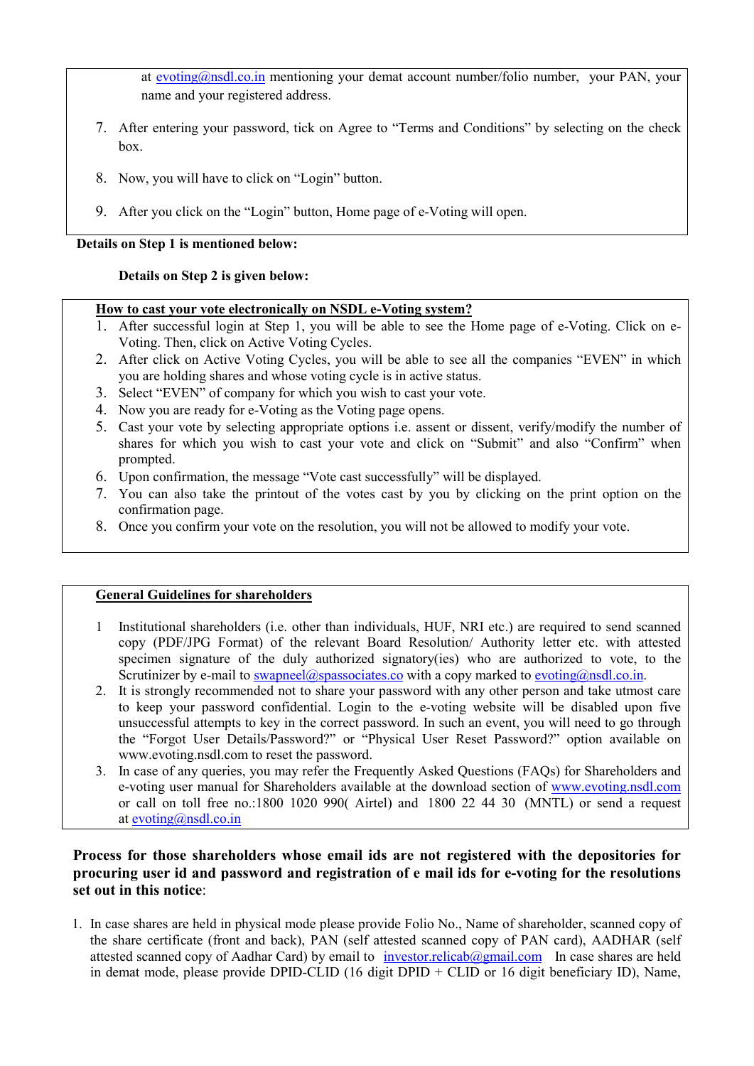at evoting@nsdl.co.in mentioning your demat account number/folio number, your PAN, your name and your registered address.

7. After entering your password, tick on Agree to "Terms and Conditions" by selecting on the check box.
8. Now, you will have to click on "Login" button.
9. After you click on the "Login" button, Home page of e-Voting will open.

**Details on Step 1 is mentioned below:**

**Details on Step 2 is given below:**

**How to cast your vote electronically on NSDL e-Voting system?**

1. After successful login at Step 1, you will be able to see the Home page of e-Voting. Click on e-Voting. Then, click on Active Voting Cycles.
2. After click on Active Voting Cycles, you will be able to see all the companies "EVEN" in which you are holding shares and whose voting cycle is in active status.
3. Select "EVEN" of company for which you wish to cast your vote.
4. Now you are ready for e-Voting as the Voting page opens.
5. Cast your vote by selecting appropriate options i.e. assent or dissent, verify/modify the number of shares for which you wish to cast your vote and click on "Submit" and also "Confirm" when prompted.
6. Upon confirmation, the message "Vote cast successfully" will be displayed.
7. You can also take the printout of the votes cast by you by clicking on the print option on the confirmation page.
8. Once you confirm your vote on the resolution, you will not be allowed to modify your vote.

**General Guidelines for shareholders**

1. Institutional shareholders (i.e. other than individuals, HUF, NRI etc.) are required to send scanned copy (PDF/JPG Format) of the relevant Board Resolution/ Authority letter etc. with attested specimen signature of the duly authorized signatory(ies) who are authorized to vote, to the Scrutinizer by e-mail to swapneel@spassociates.co with a copy marked to evoting@nsdl.co.in.
2. It is strongly recommended not to share your password with any other person and take utmost care to keep your password confidential. Login to the e-voting website will be disabled upon five unsuccessful attempts to key in the correct password. In such an event, you will need to go through the "Forgot User Details/Password?" or "Physical User Reset Password?" option available on www.evoting.nsdl.com to reset the password.
3. In case of any queries, you may refer the Frequently Asked Questions (FAQs) for Shareholders and e-voting user manual for Shareholders available at the download section of www.evoting.nsdl.com or call on toll free no.:1800 1020 990( Airtel) and 1800 22 44 30 (MNTL) or send a request at evoting@nsdl.co.in

**Process for those shareholders whose email ids are not registered with the depositories for procuring user id and password and registration of e mail ids for e-voting for the resolutions set out in this notice**:

1. In case shares are held in physical mode please provide Folio No., Name of shareholder, scanned copy of the share certificate (front and back), PAN (self attested scanned copy of PAN card), AADHAR (self attested scanned copy of Aadhar Card) by email to investor.relicab@gmail.com In case shares are held in demat mode, please provide DPID-CLID (16 digit DPID + CLID or 16 digit beneficiary ID), Name,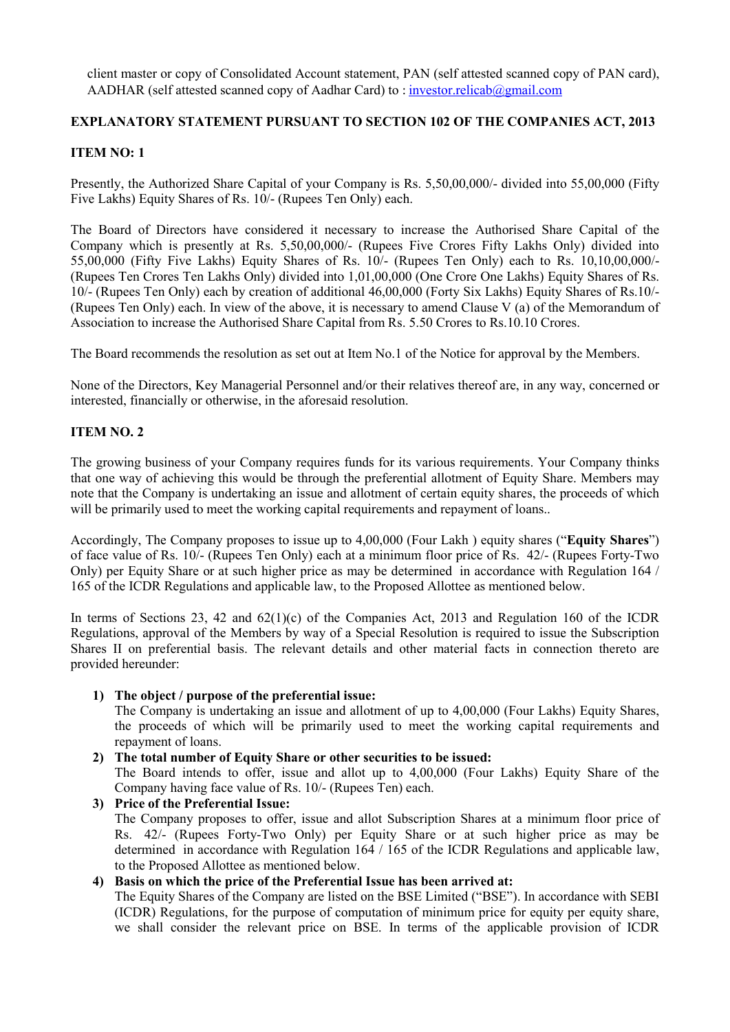client master or copy of Consolidated Account statement, PAN (self attested scanned copy of PAN card), AADHAR (self attested scanned copy of Aadhar Card) to : investor.relicab@gmail.com

**EXPLANATORY STATEMENT PURSUANT TO SECTION 102 OF THE COMPANIES ACT, 2013**

**ITEM NO: 1**

Presently, the Authorized Share Capital of your Company is Rs. 5,50,00,000/- divided into 55,00,000 (Fifty Five Lakhs) Equity Shares of Rs. 10/- (Rupees Ten Only) each.

The Board of Directors have considered it necessary to increase the Authorised Share Capital of the Company which is presently at Rs. 5,50,00,000/- (Rupees Five Crores Fifty Lakhs Only) divided into 55,00,000 (Fifty Five Lakhs) Equity Shares of Rs. 10/- (Rupees Ten Only) each to Rs. 10,10,00,000/- (Rupees Ten Crores Ten Lakhs Only) divided into 1,01,00,000 (One Crore One Lakhs) Equity Shares of Rs. 10/- (Rupees Ten Only) each by creation of additional 46,00,000 (Forty Six Lakhs) Equity Shares of Rs.10/- (Rupees Ten Only) each. In view of the above, it is necessary to amend Clause V (a) of the Memorandum of Association to increase the Authorised Share Capital from Rs. 5.50 Crores to Rs.10.10 Crores.

The Board recommends the resolution as set out at Item No.1 of the Notice for approval by the Members.

None of the Directors, Key Managerial Personnel and/or their relatives thereof are, in any way, concerned or interested, financially or otherwise, in the aforesaid resolution.

**ITEM NO. 2**

The growing business of your Company requires funds for its various requirements. Your Company thinks that one way of achieving this would be through the preferential allotment of Equity Share. Members may note that the Company is undertaking an issue and allotment of certain equity shares, the proceeds of which will be primarily used to meet the working capital requirements and repayment of loans..

Accordingly, The Company proposes to issue up to 4,00,000 (Four Lakh ) equity shares ("**Equity Shares**") of face value of Rs. 10/- (Rupees Ten Only) each at a minimum floor price of Rs. 42/- (Rupees Forty-Two Only) per Equity Share or at such higher price as may be determined in accordance with Regulation 164 / 165 of the ICDR Regulations and applicable law, to the Proposed Allottee as mentioned below.

In terms of Sections 23, 42 and 62(1)(c) of the Companies Act, 2013 and Regulation 160 of the ICDR Regulations, approval of the Members by way of a Special Resolution is required to issue the Subscription Shares II on preferential basis. The relevant details and other material facts in connection thereto are provided hereunder:

1) **The object / purpose of the preferential issue:**
   The Company is undertaking an issue and allotment of up to 4,00,000 (Four Lakhs) Equity Shares, the proceeds of which will be primarily used to meet the working capital requirements and repayment of loans.
2) **The total number of Equity Share or other securities to be issued:**
   The Board intends to offer, issue and allot up to 4,00,000 (Four Lakhs) Equity Share of the Company having face value of Rs. 10/- (Rupees Ten) each.
3) **Price of the Preferential Issue:**
   The Company proposes to offer, issue and allot Subscription Shares at a minimum floor price of Rs. 42/- (Rupees Forty-Two Only) per Equity Share or at such higher price as may be determined in accordance with Regulation 164 / 165 of the ICDR Regulations and applicable law, to the Proposed Allottee as mentioned below.
4) **Basis on which the price of the Preferential Issue has been arrived at:**
   The Equity Shares of the Company are listed on the BSE Limited ("BSE"). In accordance with SEBI (ICDR) Regulations, for the purpose of computation of minimum price for equity per equity share, we shall consider the relevant price on BSE. In terms of the applicable provision of ICDR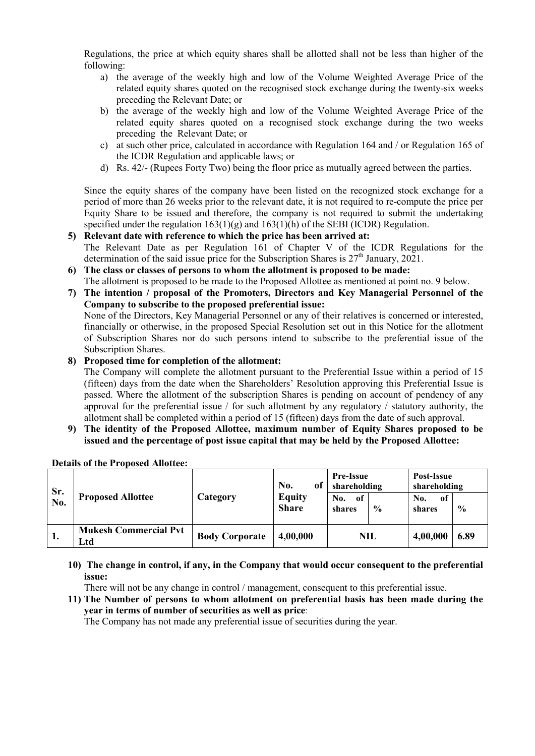Regulations, the price at which equity shares shall be allotted shall not be less than higher of the following:

a) the average of the weekly high and low of the Volume Weighted Average Price of the related equity shares quoted on the recognised stock exchange during the twenty-six weeks preceding the Relevant Date; or
b) the average of the weekly high and low of the Volume Weighted Average Price of the related equity shares quoted on a recognised stock exchange during the two weeks preceding the Relevant Date; or
c) at such other price, calculated in accordance with Regulation 164 and / or Regulation 165 of the ICDR Regulation and applicable laws; or
d) Rs. 42/- (Rupees Forty Two) being the floor price as mutually agreed between the parties.

Since the equity shares of the company have been listed on the recognized stock exchange for a period of more than 26 weeks prior to the relevant date, it is not required to re-compute the price per Equity Share to be issued and therefore, the company is not required to submit the undertaking specified under the regulation 163(1)(g) and 163(1)(h) of the SEBI (ICDR) Regulation.

**5) Relevant date with reference to which the price has been arrived at:**
The Relevant Date as per Regulation 161 of Chapter V of the ICDR Regulations for the determination of the said issue price for the Subscription Shares is 27th January, 2021.

**6) The class or classes of persons to whom the allotment is proposed to be made:**
The allotment is proposed to be made to the Proposed Allottee as mentioned at point no. 9 below.

**7) The intention / proposal of the Promoters, Directors and Key Managerial Personnel of the Company to subscribe to the proposed preferential issue:**
None of the Directors, Key Managerial Personnel or any of their relatives is concerned or interested, financially or otherwise, in the proposed Special Resolution set out in this Notice for the allotment of Subscription Shares nor do such persons intend to subscribe to the preferential issue of the Subscription Shares.

**8) Proposed time for completion of the allotment:**
The Company will complete the allotment pursuant to the Preferential Issue within a period of 15 (fifteen) days from the date when the Shareholders' Resolution approving this Preferential Issue is passed. Where the allotment of the subscription Shares is pending on account of pendency of any approval for the preferential issue / for such allotment by any regulatory / statutory authority, the allotment shall be completed within a period of 15 (fifteen) days from the date of such approval.

**9) The identity of the Proposed Allottee, maximum number of Equity Shares proposed to be issued and the percentage of post issue capital that may be held by the Proposed Allottee:**

**Details of the Proposed Allottee:**

| Sr. No. | Proposed Allottee | Category | No. of Equity Share | Pre-Issue shareholding | | Post-Issue shareholding | |
|---|---|---|---|---|---|---|---|
| | | | | No. of shares | % | No. of shares | % |
| 1. | Mukesh Commercial Pvt Ltd | Body Corporate | 4,00,000 | NIL | | 4,00,000 | 6.89 |

**10) The change in control, if any, in the Company that would occur consequent to the preferential issue:**
There will not be any change in control / management, consequent to this preferential issue.

**11) The Number of persons to whom allotment on preferential basis has been made during the year in terms of number of securities as well as price:**
The Company has not made any preferential issue of securities during the year.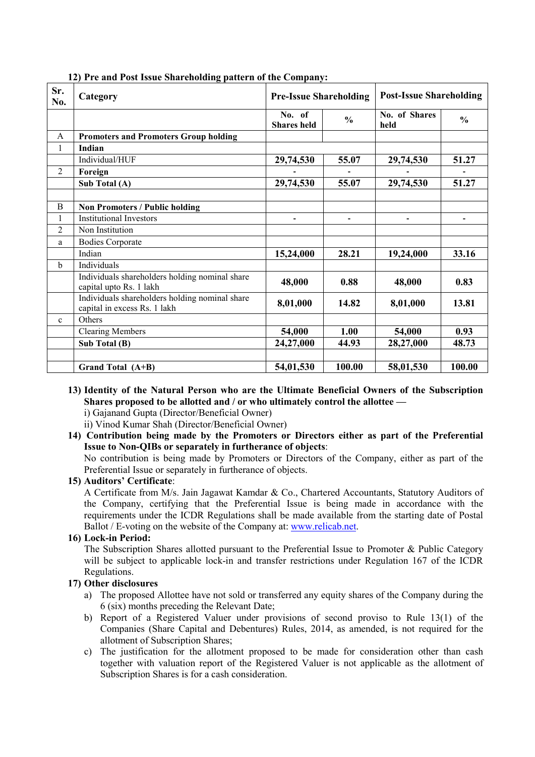**12) Pre and Post Issue Shareholding pattern of the Company:**

| Sr. No. | Category | Pre-Issue Shareholding | | Post-Issue Shareholding | |
|---|---|---|---|---|---|
| | | No. of Shares held | % | No. of Shares held | % |
| A | **Promoters and Promoters Group holding** | | | | |
| 1 | **Indian** | | | | |
| | Individual/HUF | **29,74,530** | **55.07** | **29,74,530** | **51.27** |
| 2 | **Foreign** | **-** | **-** | **-** | **-** |
| | **Sub Total (A)** | **29,74,530** | **55.07** | **29,74,530** | **51.27** |
| | | | | | |
| B | **Non Promoters / Public holding** | | | | |
| 1 | Institutional Investors | **-** | **-** | **-** | **-** |
| 2 | Non Institution | | | | |
| a | Bodies Corporate | | | | |
| | Indian | **15,24,000** | **28.21** | **19,24,000** | **33.16** |
| b | Individuals | | | | |
| | Individuals shareholders holding nominal share capital upto Rs. 1 lakh | **48,000** | **0.88** | **48,000** | **0.83** |
| | Individuals shareholders holding nominal share capital in excess Rs. 1 lakh | **8,01,000** | **14.82** | **8,01,000** | **13.81** |
| c | Others | | | | |
| | Clearing Members | **54,000** | **1.00** | **54,000** | **0.93** |
| | **Sub Total (B)** | **24,27,000** | **44.93** | **28,27,000** | **48.73** |
| | | | | | |
| | **Grand Total (A+B)** | **54,01,530** | **100.00** | **58,01,530** | **100.00** |

**13) Identity of the Natural Person who are the Ultimate Beneficial Owners of the Subscription Shares proposed to be allotted and / or who ultimately control the allottee —**

i) Gajanand Gupta (Director/Beneficial Owner)

ii) Vinod Kumar Shah (Director/Beneficial Owner)

**14) Contribution being made by the Promoters or Directors either as part of the Preferential Issue to Non-QIBs or separately in furtherance of objects**:

No contribution is being made by Promoters or Directors of the Company, either as part of the Preferential Issue or separately in furtherance of objects.

**15) Auditors' Certificate**:

A Certificate from M/s. Jain Jagawat Kamdar & Co., Chartered Accountants, Statutory Auditors of the Company, certifying that the Preferential Issue is being made in accordance with the requirements under the ICDR Regulations shall be made available from the starting date of Postal Ballot / E-voting on the website of the Company at: www.relicab.net.

**16) Lock-in Period:**

The Subscription Shares allotted pursuant to the Preferential Issue to Promoter & Public Category will be subject to applicable lock-in and transfer restrictions under Regulation 167 of the ICDR Regulations.

**17) Other disclosures**

a) The proposed Allottee have not sold or transferred any equity shares of the Company during the 6 (six) months preceding the Relevant Date;

b) Report of a Registered Valuer under provisions of second proviso to Rule 13(1) of the Companies (Share Capital and Debentures) Rules, 2014, as amended, is not required for the allotment of Subscription Shares;

c) The justification for the allotment proposed to be made for consideration other than cash together with valuation report of the Registered Valuer is not applicable as the allotment of Subscription Shares is for a cash consideration.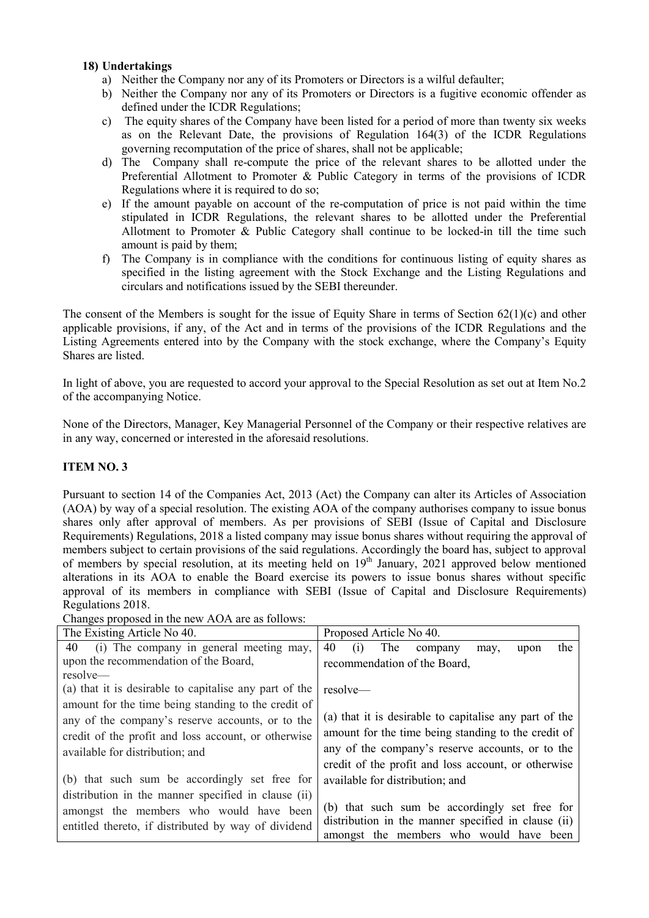**18) Undertakings**

a) Neither the Company nor any of its Promoters or Directors is a wilful defaulter;

b) Neither the Company nor any of its Promoters or Directors is a fugitive economic offender as defined under the ICDR Regulations;

c) The equity shares of the Company have been listed for a period of more than twenty six weeks as on the Relevant Date, the provisions of Regulation 164(3) of the ICDR Regulations governing recomputation of the price of shares, shall not be applicable;

d) The Company shall re-compute the price of the relevant shares to be allotted under the Preferential Allotment to Promoter & Public Category in terms of the provisions of ICDR Regulations where it is required to do so;

e) If the amount payable on account of the re-computation of price is not paid within the time stipulated in ICDR Regulations, the relevant shares to be allotted under the Preferential Allotment to Promoter & Public Category shall continue to be locked-in till the time such amount is paid by them;

f) The Company is in compliance with the conditions for continuous listing of equity shares as specified in the listing agreement with the Stock Exchange and the Listing Regulations and circulars and notifications issued by the SEBI thereunder.

The consent of the Members is sought for the issue of Equity Share in terms of Section 62(1)(c) and other applicable provisions, if any, of the Act and in terms of the provisions of the ICDR Regulations and the Listing Agreements entered into by the Company with the stock exchange, where the Company's Equity Shares are listed.

In light of above, you are requested to accord your approval to the Special Resolution as set out at Item No.2 of the accompanying Notice.

None of the Directors, Manager, Key Managerial Personnel of the Company or their respective relatives are in any way, concerned or interested in the aforesaid resolutions.

**ITEM NO. 3**

Pursuant to section 14 of the Companies Act, 2013 (Act) the Company can alter its Articles of Association (AOA) by way of a special resolution. The existing AOA of the company authorises company to issue bonus shares only after approval of members. As per provisions of SEBI (Issue of Capital and Disclosure Requirements) Regulations, 2018 a listed company may issue bonus shares without requiring the approval of members subject to certain provisions of the said regulations. Accordingly the board has, subject to approval of members by special resolution, at its meeting held on 19th January, 2021 approved below mentioned alterations in its AOA to enable the Board exercise its powers to issue bonus shares without specific approval of its members in compliance with SEBI (Issue of Capital and Disclosure Requirements) Regulations 2018.

Changes proposed in the new AOA are as follows:

| The Existing Article No 40. | Proposed Article No 40. |
|---|---|
| 40 (i) The company in general meeting may, upon the recommendation of the Board, resolve—<br>(a) that it is desirable to capitalise any part of the amount for the time being standing to the credit of any of the company's reserve accounts, or to the credit of the profit and loss account, or otherwise available for distribution; and<br>(b) that such sum be accordingly set free for distribution in the manner specified in clause (ii) amongst the members who would have been entitled thereto, if distributed by way of dividend | 40 (i) The company may, upon the recommendation of the Board,<br>resolve—<br>(a) that it is desirable to capitalise any part of the amount for the time being standing to the credit of any of the company's reserve accounts, or to the credit of the profit and loss account, or otherwise available for distribution; and<br>(b) that such sum be accordingly set free for distribution in the manner specified in clause (ii) amongst the members who would have been |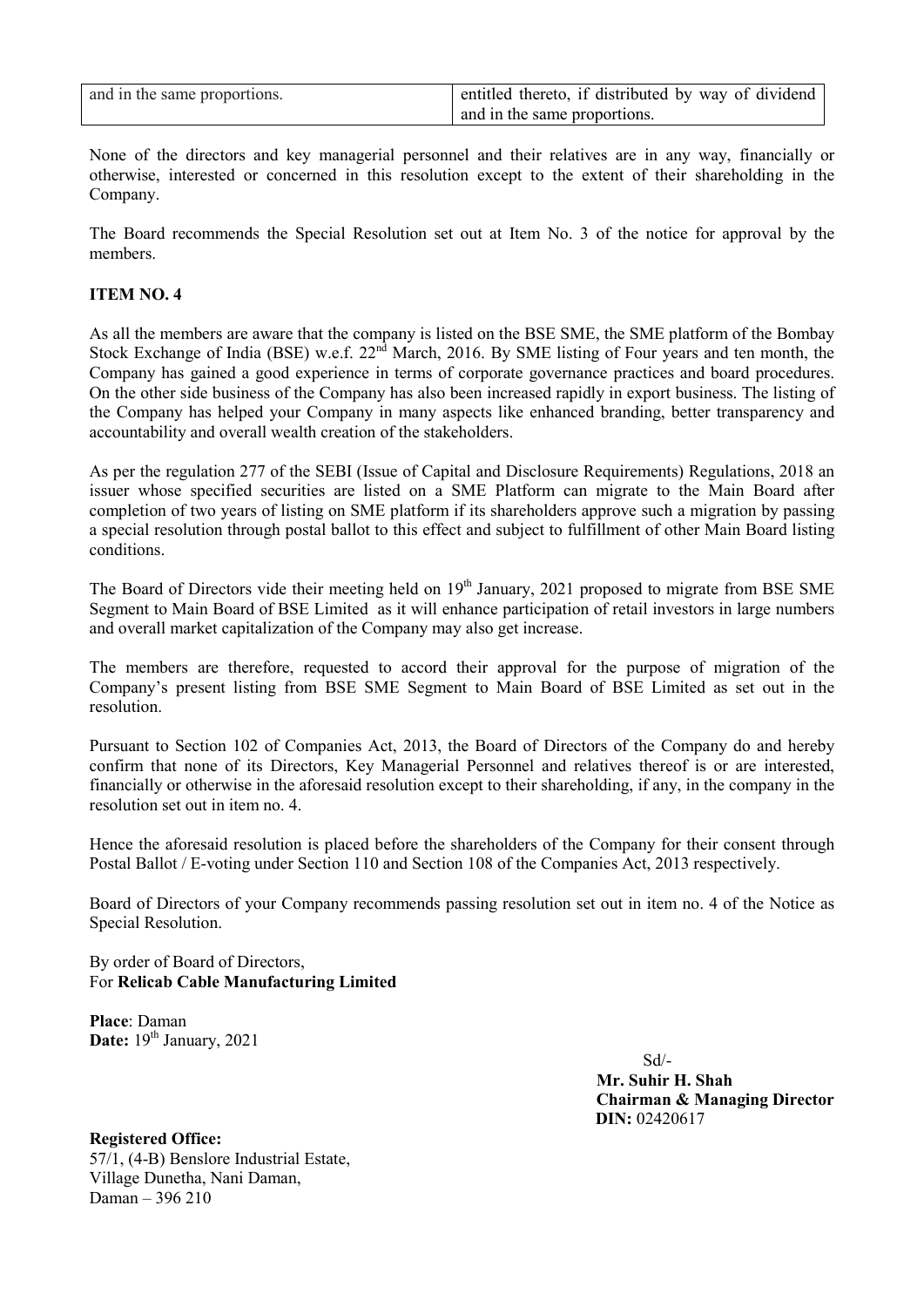| | |
|---|---|
| and in the same proportions. | entitled thereto, if distributed by way of dividend and in the same proportions. |

None of the directors and key managerial personnel and their relatives are in any way, financially or otherwise, interested or concerned in this resolution except to the extent of their shareholding in the Company.

The Board recommends the Special Resolution set out at Item No. 3 of the notice for approval by the members.

**ITEM NO. 4**

As all the members are aware that the company is listed on the BSE SME, the SME platform of the Bombay Stock Exchange of India (BSE) w.e.f. 22nd March, 2016. By SME listing of Four years and ten month, the Company has gained a good experience in terms of corporate governance practices and board procedures. On the other side business of the Company has also been increased rapidly in export business. The listing of the Company has helped your Company in many aspects like enhanced branding, better transparency and accountability and overall wealth creation of the stakeholders.

As per the regulation 277 of the SEBI (Issue of Capital and Disclosure Requirements) Regulations, 2018 an issuer whose specified securities are listed on a SME Platform can migrate to the Main Board after completion of two years of listing on SME platform if its shareholders approve such a migration by passing a special resolution through postal ballot to this effect and subject to fulfillment of other Main Board listing conditions.

The Board of Directors vide their meeting held on 19th January, 2021 proposed to migrate from BSE SME Segment to Main Board of BSE Limited as it will enhance participation of retail investors in large numbers and overall market capitalization of the Company may also get increase.

The members are therefore, requested to accord their approval for the purpose of migration of the Company's present listing from BSE SME Segment to Main Board of BSE Limited as set out in the resolution.

Pursuant to Section 102 of Companies Act, 2013, the Board of Directors of the Company do and hereby confirm that none of its Directors, Key Managerial Personnel and relatives thereof is or are interested, financially or otherwise in the aforesaid resolution except to their shareholding, if any, in the company in the resolution set out in item no. 4.

Hence the aforesaid resolution is placed before the shareholders of the Company for their consent through Postal Ballot / E-voting under Section 110 and Section 108 of the Companies Act, 2013 respectively.

Board of Directors of your Company recommends passing resolution set out in item no. 4 of the Notice as Special Resolution.

By order of Board of Directors,
For **Relicab Cable Manufacturing Limited**

**Place**: Daman
**Date:** 19th January, 2021

Sd/-
**Mr. Suhir H. Shah**
**Chairman & Managing Director**
**DIN:** 02420617

**Registered Office:**
57/1, (4-B) Benslore Industrial Estate,
Village Dunetha, Nani Daman,
Daman – 396 210